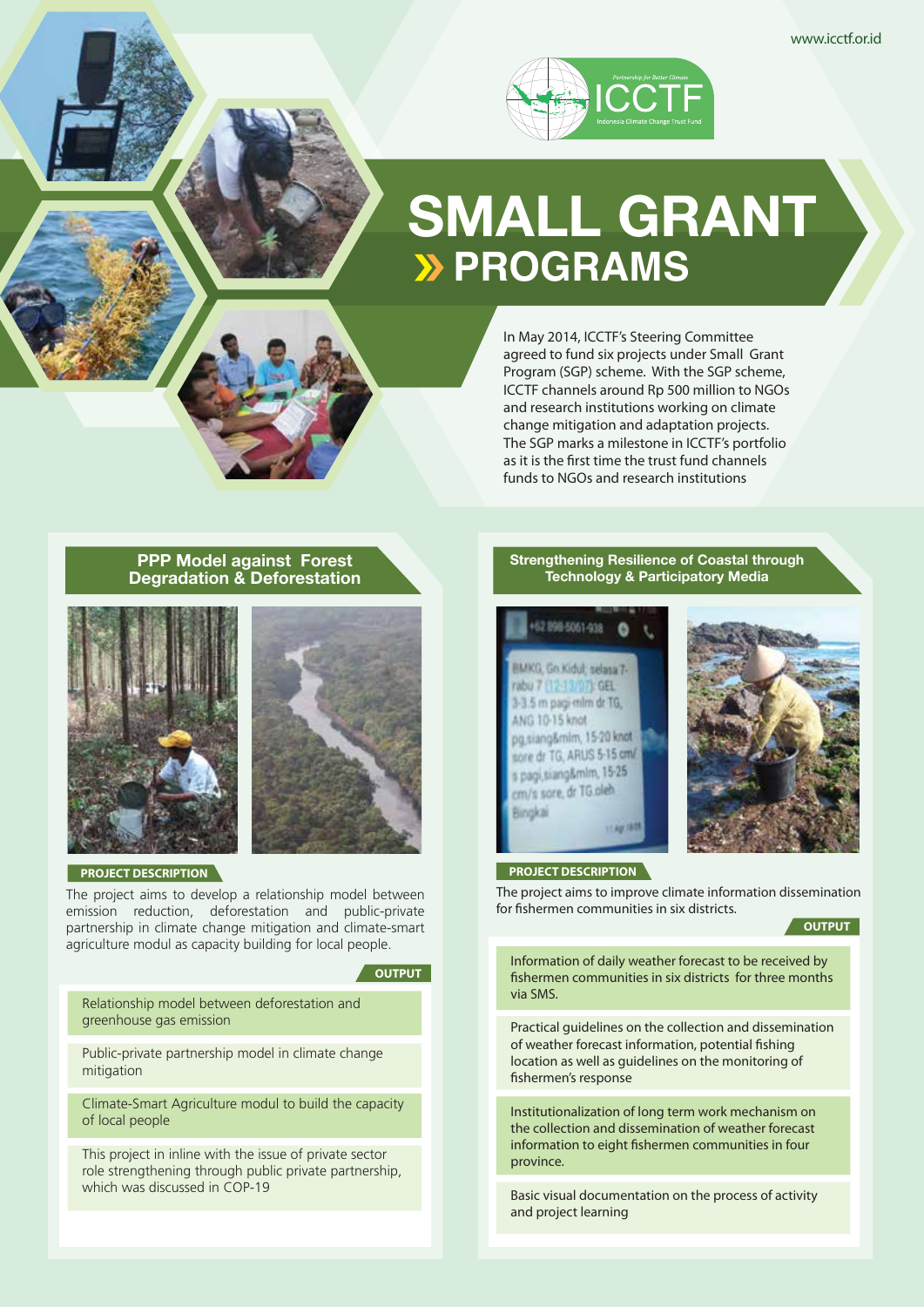# SMALL GRANT PROGRAMS

In May 2014, ICCTF's Steering Committee agreed to fund six projects under Small Grant Program (SGP) scheme. With the SGP scheme, ICCTF channels around Rp 500 million to NGOs and research institutions working on climate change mitigation and adaptation projects. The SGP marks a milestone in ICCTF's portfolio as it is the first time the trust fund channels funds to NGOs and research institutions

## PPP Model against Forest Degradation & Deforestation

**PROJECT DESCRIPTION**

The project aims to develop a relationship model between emission reduction, deforestation and public-private partnership in climate change mitigation and climate-smart agriculture modul as capacity building for local people.

**OUTPUT**

- Relationship model between deforestation and greenhouse gas emission
- Public-private partnership model in climate change mitigation
- Climate-Smart Agriculture modul to build the capacity of local people
- This project in inline with the issue of private sector role strengthening through public private partnership, which was discussed in COP-19

## Strengthening Resilience of Coastal through Technology & Participatory Media

**PROJECT DESCRIPTION**

The project aims to improve climate information dissemination for fishermen communities in six districts.

**OUTPUT**

- Information of daily weather forecast to be received by fishermen communities in six districts for three months via SMS.
- Practical guidelines on the collection and dissemination of weather forecast information, potential fishing location as well as guidelines on the monitoring of fishermen's response
- Institutionalization of long term work mechanism on the collection and dissemination of weather forecast information to eight fishermen communities in four province.
- Basic visual documentation on the process of activity and project learning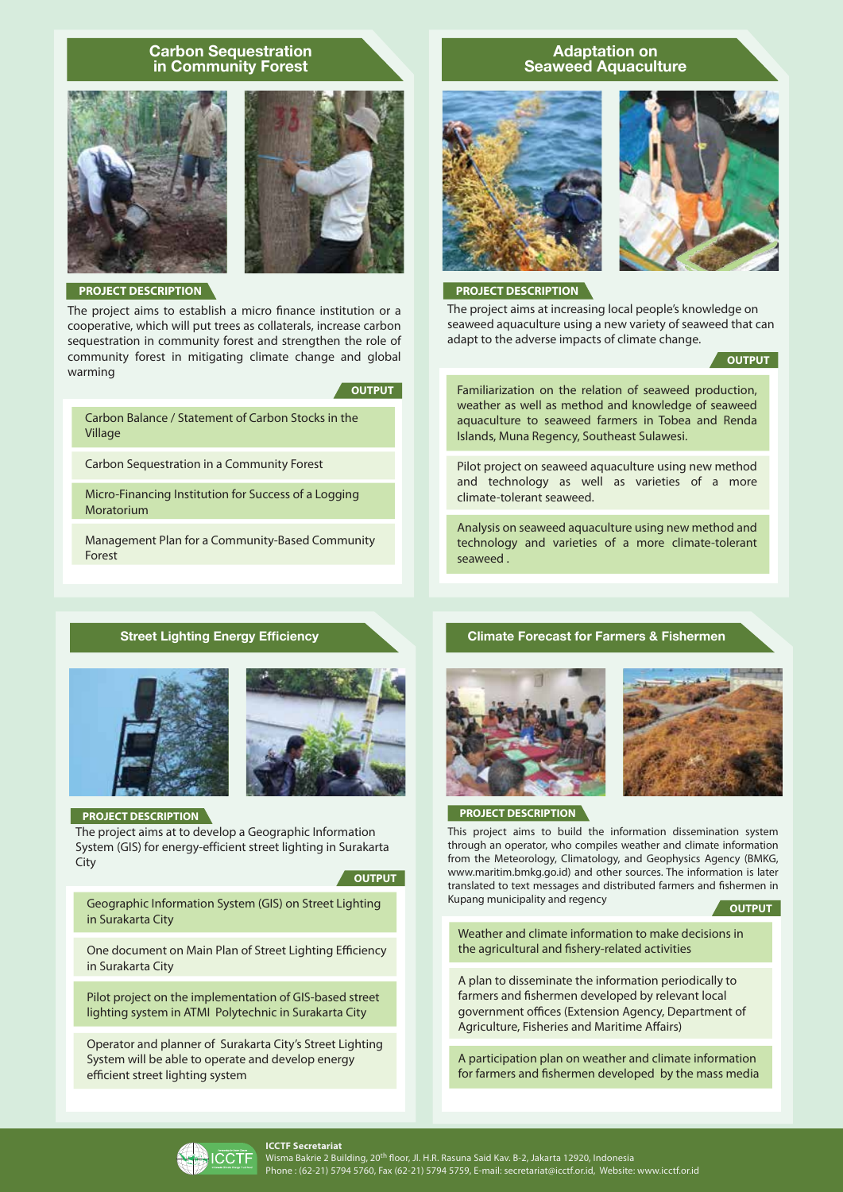## Carbon Sequestration in Community Forest

**PROJECT DESCRIPTION**

The project aims to establish a micro finance institution or a cooperative, which will put trees as collaterals, increase carbon sequestration in community forest and strengthen the role of community forest in mitigating climate change and global warming

**OUTPUT**

- Carbon Balance / Statement of Carbon Stocks in the Village
- Carbon Sequestration in a Community Forest
- Micro-Financing Institution for Success of a Logging Moratorium
- Management Plan for a Community-Based Community Forest

## Adaptation on Seaweed Aquaculture

**PROJECT DESCRIPTION**

The project aims at increasing local people's knowledge on seaweed aquaculture using a new variety of seaweed that can adapt to the adverse impacts of climate change.

**OUTPUT**

- Familiarization on the relation of seaweed production, weather as well as method and knowledge of seaweed aquaculture to seaweed farmers in Tobea and Renda Islands, Muna Regency, Southeast Sulawesi.
- Pilot project on seaweed aquaculture using new method and technology as well as varieties of a more climate-tolerant seaweed.
- Analysis on seaweed aquaculture using new method and technology and varieties of a more climate-tolerant seaweed .

## Street Lighting Energy Efficiency

**PROJECT DESCRIPTION**

The project aims at to develop a Geographic Information System (GIS) for energy-efficient street lighting in Surakarta City

**OUTPUT**

- Geographic Information System (GIS) on Street Lighting in Surakarta City
- One document on Main Plan of Street Lighting Efficiency in Surakarta City
- Pilot project on the implementation of GIS-based street lighting system in ATMI Polytechnic in Surakarta City
- Operator and planner of Surakarta City's Street Lighting System will be able to operate and develop energy efficient street lighting system

## Climate Forecast for Farmers & Fishermen

**PROJECT DESCRIPTION**

This project aims to build the information dissemination system through an operator, who compiles weather and climate information from the Meteorology, Climatology, and Geophysics Agency (BMKG, www.maritim.bmkg.go.id) and other sources. The information is later translated to text messages and distributed farmers and fishermen in Kupang municipality and regency

**OUTPUT**

- Weather and climate information to make decisions in the agricultural and fishery-related activities
- A plan to disseminate the information periodically to farmers and fishermen developed by relevant local government offices (Extension Agency, Department of Agriculture, Fisheries and Maritime Affairs)
- A participation plan on weather and climate information for farmers and fishermen developed by the mass media

**ICCTF Secretariat**
Wisma Bakrie 2 Building, 20th floor, Jl. H.R. Rasuna Said Kav. B-2, Jakarta 12920, Indonesia
Phone : (62-21) 5794 5760, Fax (62-21) 5794 5759, E-mail: secretariat@icctf.or.id, Website: www.icctf.or.id